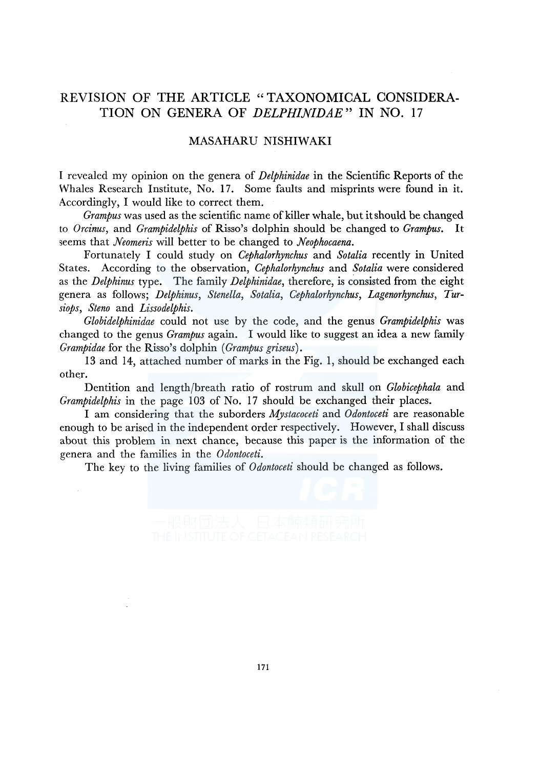# REVISION OF THE ARTICLE "TAXONOMICAL CONSIDERATION ON GENERA OF *DELPHINIDAE*" IN NO. 17

## MASAHARU NISHIWAKI

I revealed my opinion on the genera of *Delphinidae* in the Scientific Reports of the Whales Research Institute, No. 17. Some faults and misprints were found in it. Accordingly, I would like to correct them.

*Grampus* was used as the scientific name of killer whale, but it should be changed to *Orcinus*, and *Grampidelphis* of Risso's dolphin should be changed to *Grampus*. It seems that *Neomeris* will better to be changed to *Neophocaena*.

Fortunately I could study on *Cephalorhynchus* and *Sotalia* recently in United States. According to the observation, *Cephalorhynchus* and *Sotalia* were considered as the *Delphinus* type. The family *Delphinidae*, therefore, is consisted from the eight genera as follows; *Delphinus*, *Stenella*, *Sotalia*, *Cephalorhynchus*, *Lagenorhynchus*, *Tursiops*, *Steno* and *Lissodelphis*.

*Globidelphinidae* could not use by the code, and the genus *Grampidelphis* was changed to the genus *Grampus* again. I would like to suggest an idea a new family *Grampidae* for the Risso's dolphin (*Grampus griseus*).

13 and 14, attached number of marks in the Fig. 1, should be exchanged each other.

Dentition and length/breath ratio of rostrum and skull on *Globicephala* and *Grampidelphis* in the page 103 of No. 17 should be exchanged their places.

I am considering that the suborders *Mystacoceti* and *Odontoceti* are reasonable enough to be arised in the independent order respectively. However, I shall discuss about this problem in next chance, because this paper is the information of the genera and the families in the *Odontoceti*.

The key to the living families of *Odontoceti* should be changed as follows.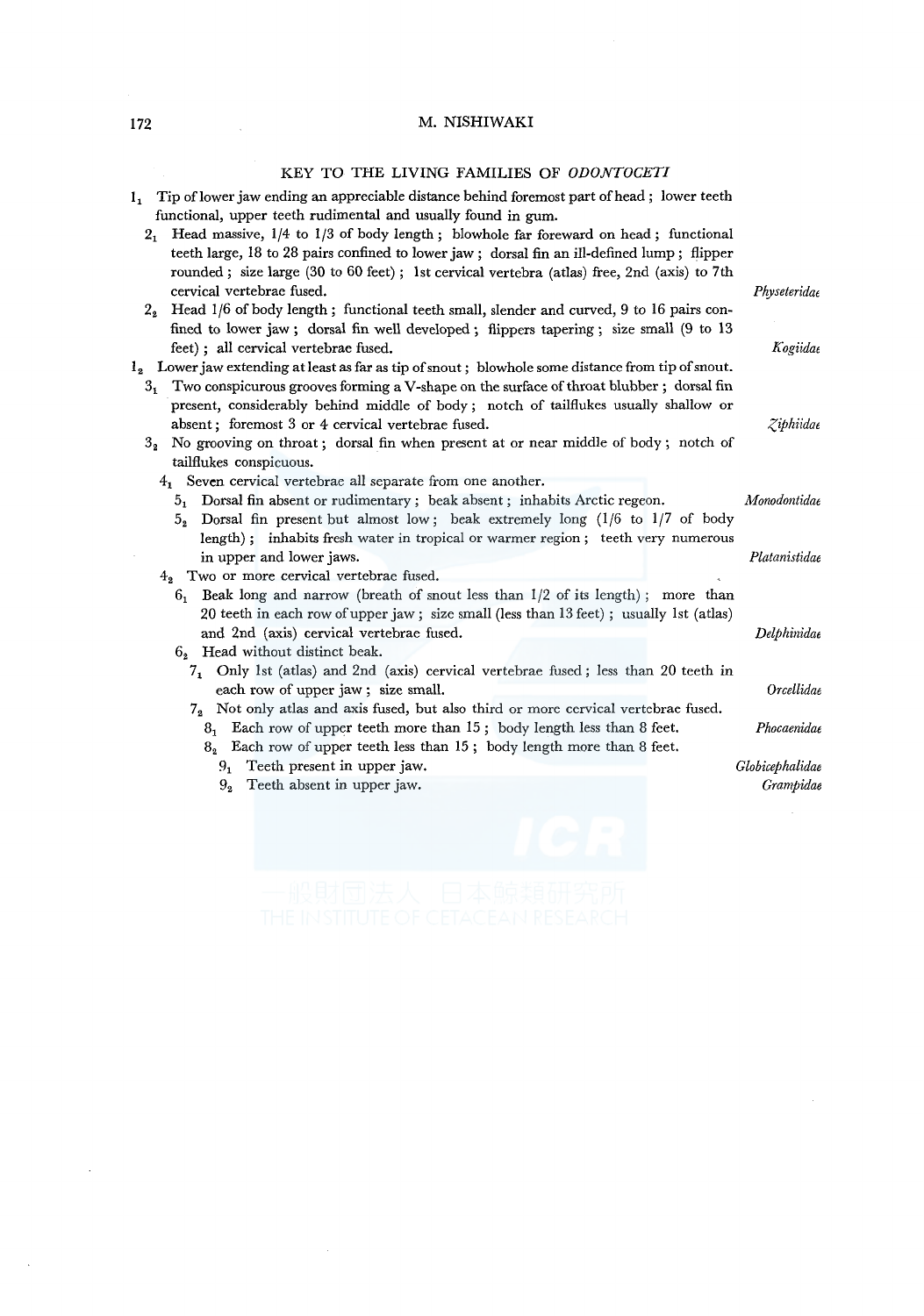## KEY TO THE LIVING FAMILIES OF *ODONTOCETI*

$1_1$ Tip of lower jaw ending an appreciable distance behind foremost part of head; lower teeth functional, upper teeth rudimental and usually found in gum.

- $2_1$ Head massive, 1/4 to 1/3 of body length; blowhole far foreward on head; functional teeth large, 18 to 28 pairs confined to lower jaw; dorsal fin an ill-defined lump; flipper rounded; size large (30 to 60 feet); 1st cervical vertebra (atlas) free, 2nd (axis) to 7th cervical vertebrae fused. — *Physeteridae*
- $2_2$ Head 1/6 of body length; functional teeth small, slender and curved, 9 to 16 pairs confined to lower jaw; dorsal fin well developed; flippers tapering; size small (9 to 13 feet); all cervical vertebrae fused. — *Kogiidae*

$1_2$ Lower jaw extending at least as far as tip of snout; blowhole some distance from tip of snout.

- $3_1$ Two conspicurous grooves forming a V-shape on the surface of throat blubber; dorsal fin present, considerably behind middle of body; notch of tailflukes usually shallow or absent; foremost 3 or 4 cervical vertebrae fused. — *Ziphiidae*
- $3_2$ No grooving on throat; dorsal fin when present at or near middle of body; notch of tailflukes conspicuous.
  - $4_1$ Seven cervical vertebrae all separate from one another.
    - $5_1$ Dorsal fin absent or rudimentary; beak absent; inhabits Arctic regeon. — *Monodontidae*
    - $5_2$ Dorsal fin present but almost low; beak extremely long (1/6 to 1/7 of body length); inhabits fresh water in tropical or warmer region; teeth very numerous in upper and lower jaws. — *Platanistidae*
  - $4_2$ Two or more cervical vertebrae fused.
    - $6_1$ Beak long and narrow (breath of snout less than 1/2 of its length); more than 20 teeth in each row of upper jaw; size small (less than 13 feet); usually 1st (atlas) and 2nd (axis) cervical vertebrae fused. — *Delphinidae*
    - $6_2$ Head without distinct beak.
      - $7_1$ Only 1st (atlas) and 2nd (axis) cervical vertebrae fused; less than 20 teeth in each row of upper jaw; size small. — *Orcellidae*
      - $7_2$ Not only atlas and axis fused, but also third or more cervical vertebrae fused.
        - $8_1$ Each row of upper teeth more than 15; body length less than 8 feet. — *Phocaenidae*
        - $8_2$ Each row of upper teeth less than 15; body length more than 8 feet.
          - $9_1$ Teeth present in upper jaw. — *Globicephalidae*
          - $9_2$ Teeth absent in upper jaw. — *Grampidae*